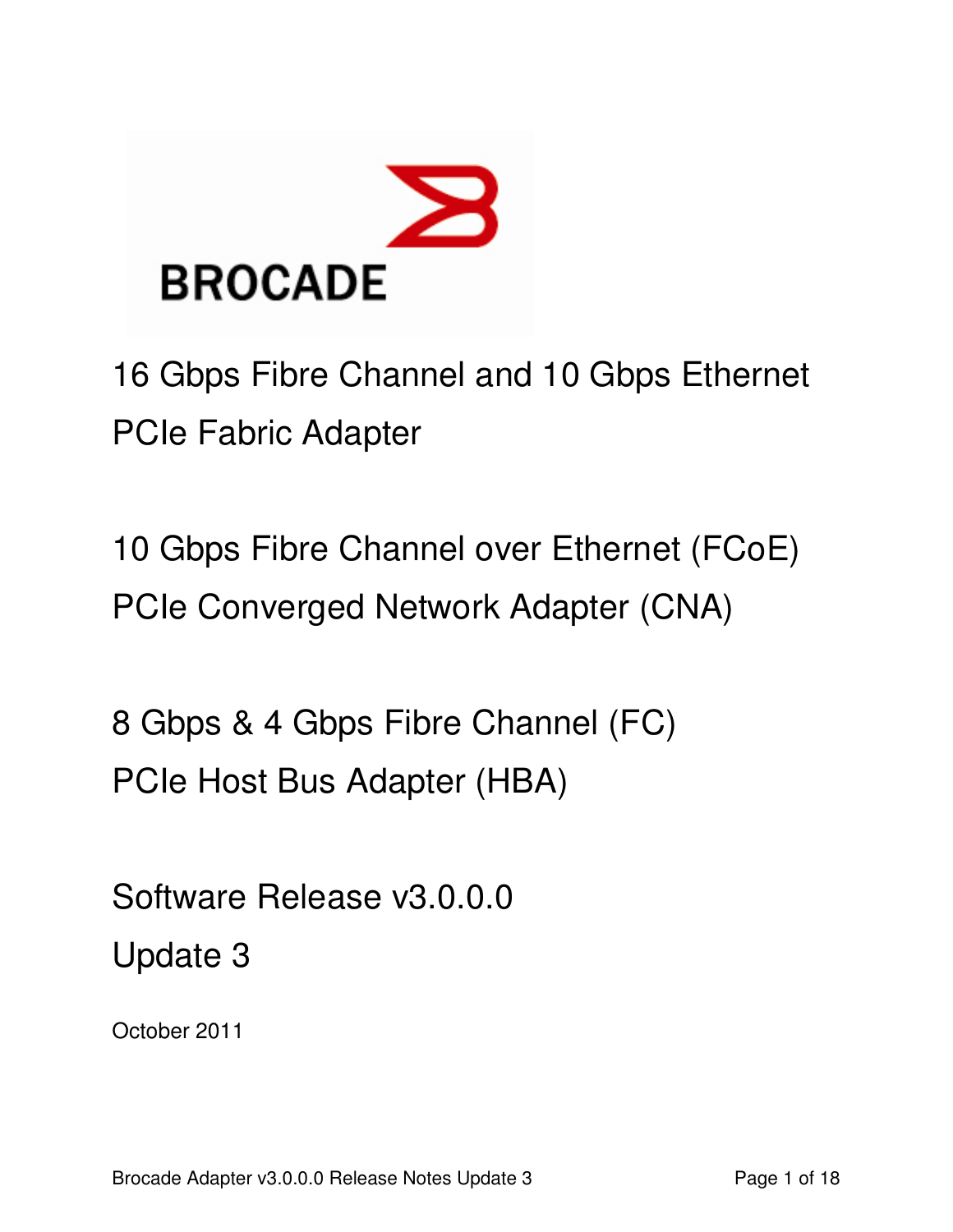BROCADE

# 16 Gbps Fibre Channel and 10 Gbps Ethernet PCIe Fabric Adapter

# 10 Gbps Fibre Channel over Ethernet (FCoE) PCIe Converged Network Adapter (CNA)

# 8 Gbps & 4 Gbps Fibre Channel (FC) PCIe Host Bus Adapter (HBA)

## Software Release v3.0.0.0
## Update 3

October 2011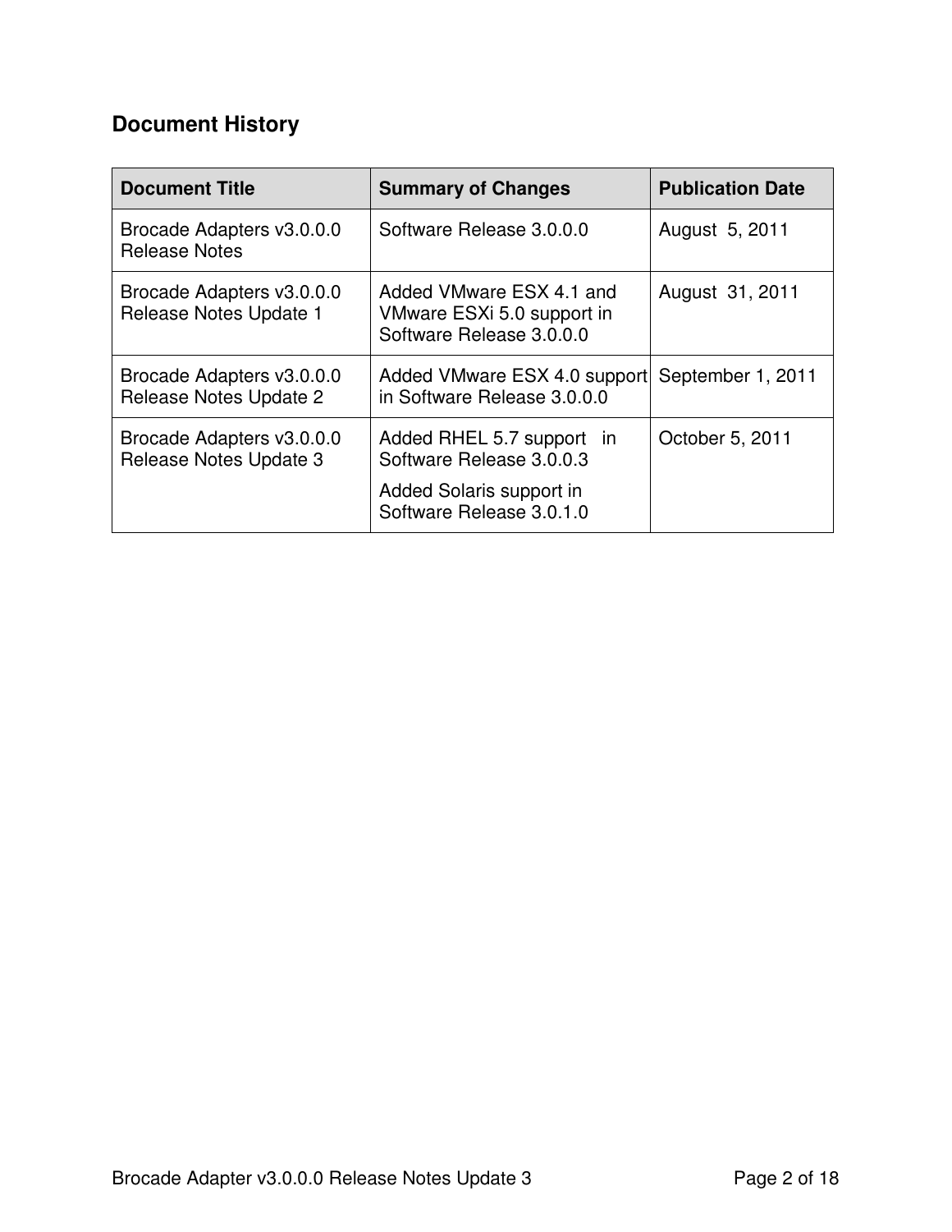## Document History

| Document Title | Summary of Changes | Publication Date |
|---|---|---|
| Brocade Adapters v3.0.0.0 Release Notes | Software Release 3.0.0.0 | August 5, 2011 |
| Brocade Adapters v3.0.0.0 Release Notes Update 1 | Added VMware ESX 4.1 and VMware ESXi 5.0 support in Software Release 3.0.0.0 | August 31, 2011 |
| Brocade Adapters v3.0.0.0 Release Notes Update 2 | Added VMware ESX 4.0 support in Software Release 3.0.0.0 | September 1, 2011 |
| Brocade Adapters v3.0.0.0 Release Notes Update 3 | Added RHEL 5.7 support in Software Release 3.0.0.3<br>Added Solaris support in Software Release 3.0.1.0 | October 5, 2011 |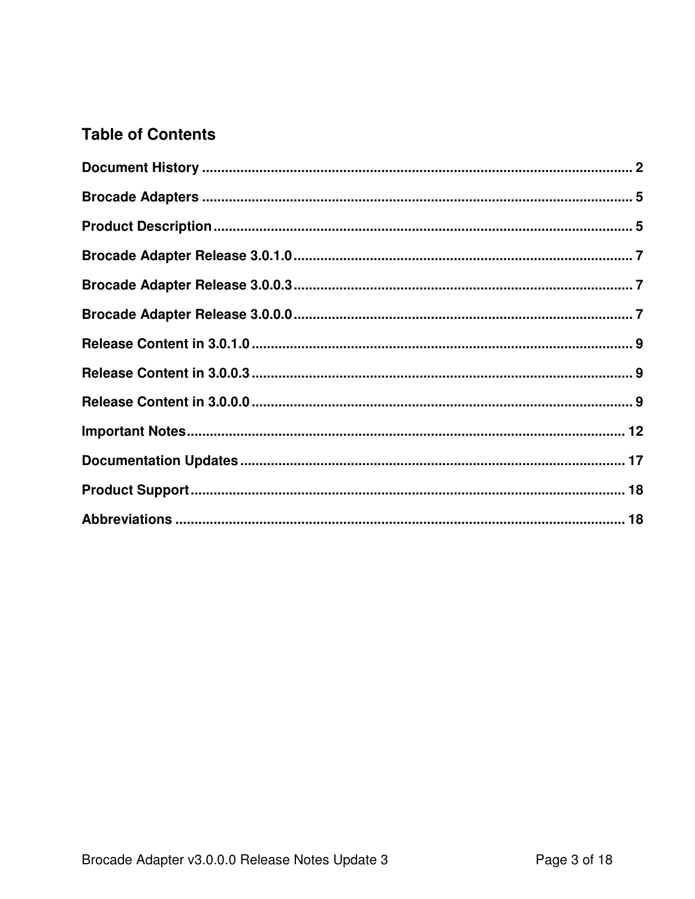# Table of Contents

**Document History** ........................................................................................................ 2

**Brocade Adapters** ........................................................................................................ 5

**Product Description** ..................................................................................................... 5

**Brocade Adapter Release 3.0.1.0** ................................................................................ 7

**Brocade Adapter Release 3.0.0.3** ................................................................................ 7

**Brocade Adapter Release 3.0.0.0** ................................................................................ 7

**Release Content in 3.0.1.0** .......................................................................................... 9

**Release Content in 3.0.0.3** .......................................................................................... 9

**Release Content in 3.0.0.0** .......................................................................................... 9

**Important Notes** ......................................................................................................... 12

**Documentation Updates** ............................................................................................ 17

**Product Support** ........................................................................................................ 18

**Abbreviations** ............................................................................................................ 18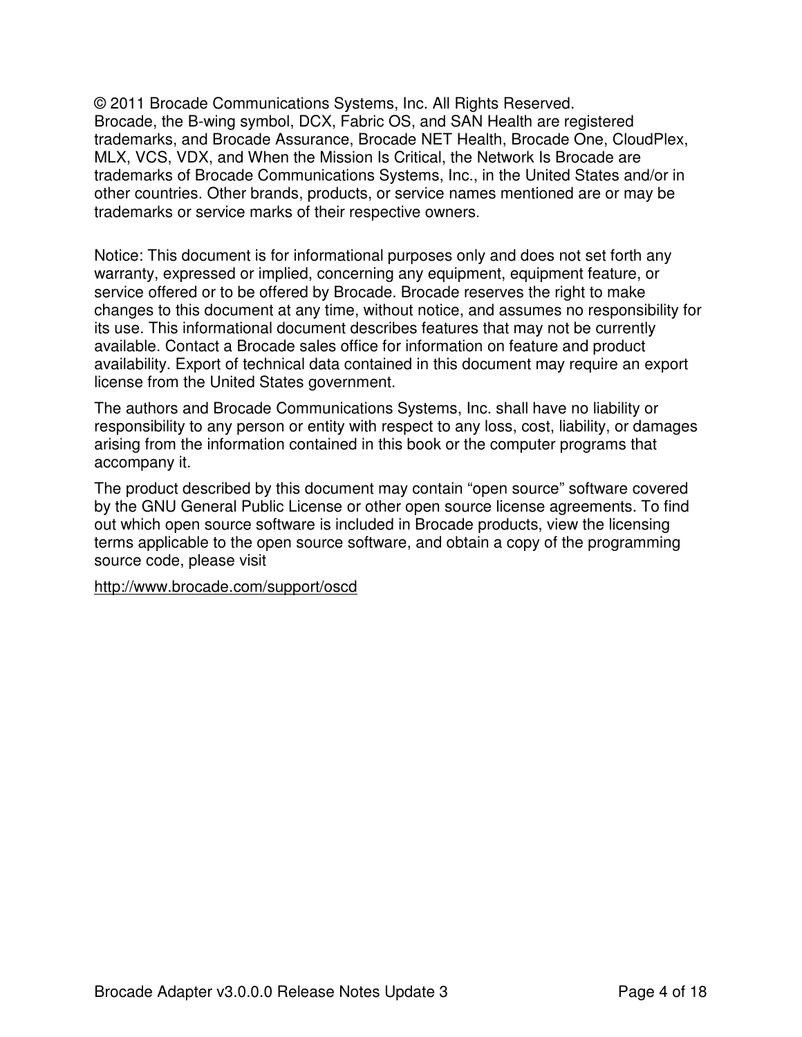© 2011 Brocade Communications Systems, Inc. All Rights Reserved.
Brocade, the B-wing symbol, DCX, Fabric OS, and SAN Health are registered trademarks, and Brocade Assurance, Brocade NET Health, Brocade One, CloudPlex, MLX, VCS, VDX, and When the Mission Is Critical, the Network Is Brocade are trademarks of Brocade Communications Systems, Inc., in the United States and/or in other countries. Other brands, products, or service names mentioned are or may be trademarks or service marks of their respective owners.

Notice: This document is for informational purposes only and does not set forth any warranty, expressed or implied, concerning any equipment, equipment feature, or service offered or to be offered by Brocade. Brocade reserves the right to make changes to this document at any time, without notice, and assumes no responsibility for its use. This informational document describes features that may not be currently available. Contact a Brocade sales office for information on feature and product availability. Export of technical data contained in this document may require an export license from the United States government.

The authors and Brocade Communications Systems, Inc. shall have no liability or responsibility to any person or entity with respect to any loss, cost, liability, or damages arising from the information contained in this book or the computer programs that accompany it.

The product described by this document may contain "open source" software covered by the GNU General Public License or other open source license agreements. To find out which open source software is included in Brocade products, view the licensing terms applicable to the open source software, and obtain a copy of the programming source code, please visit

http://www.brocade.com/support/oscd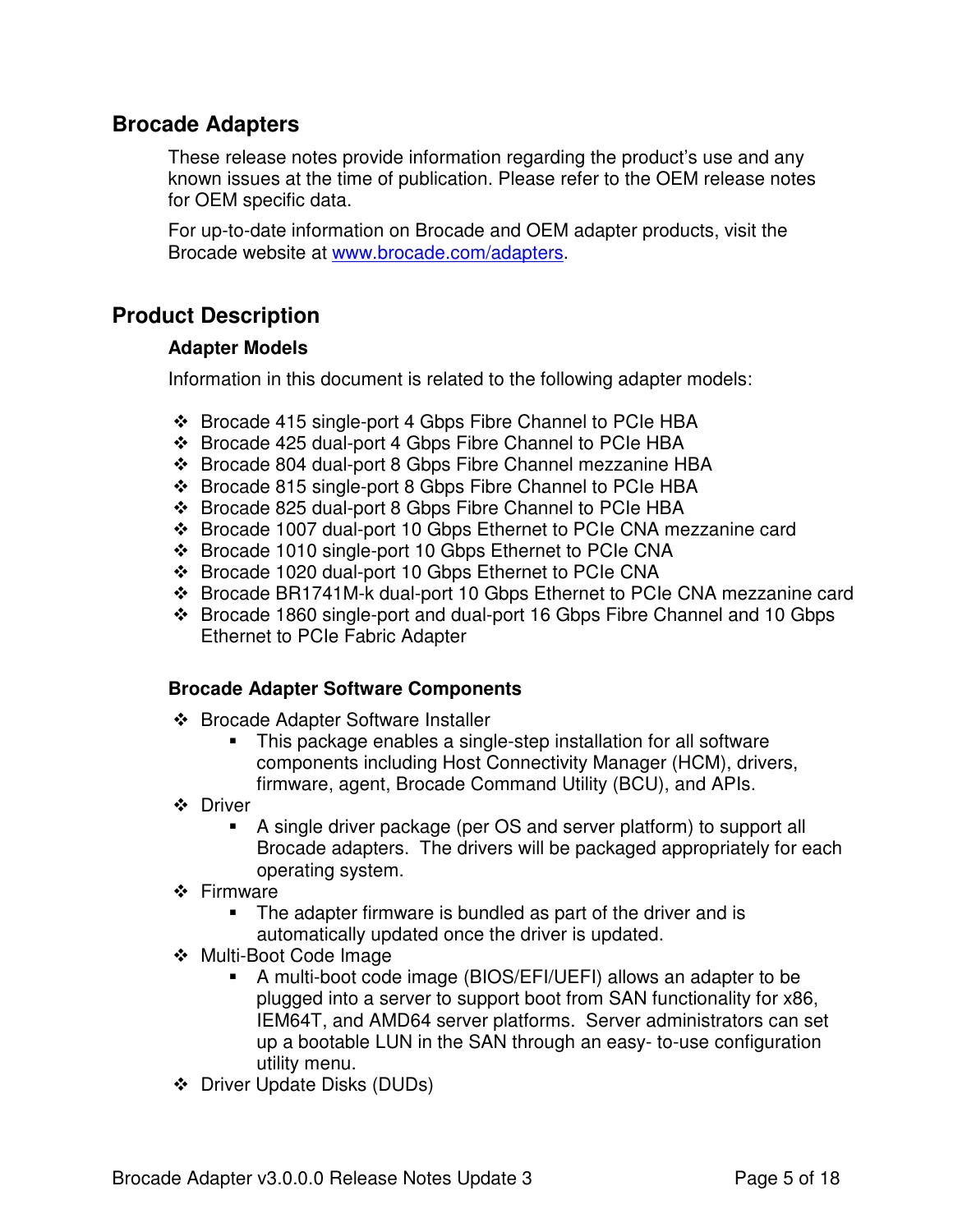## Brocade Adapters

These release notes provide information regarding the product's use and any known issues at the time of publication. Please refer to the OEM release notes for OEM specific data.

For up-to-date information on Brocade and OEM adapter products, visit the Brocade website at [www.brocade.com/adapters](www.brocade.com/adapters).

## Product Description

### Adapter Models

Information in this document is related to the following adapter models:

- Brocade 415 single-port 4 Gbps Fibre Channel to PCIe HBA
- Brocade 425 dual-port 4 Gbps Fibre Channel to PCIe HBA
- Brocade 804 dual-port 8 Gbps Fibre Channel mezzanine HBA
- Brocade 815 single-port 8 Gbps Fibre Channel to PCIe HBA
- Brocade 825 dual-port 8 Gbps Fibre Channel to PCIe HBA
- Brocade 1007 dual-port 10 Gbps Ethernet to PCIe CNA mezzanine card
- Brocade 1010 single-port 10 Gbps Ethernet to PCIe CNA
- Brocade 1020 dual-port 10 Gbps Ethernet to PCIe CNA
- Brocade BR1741M-k dual-port 10 Gbps Ethernet to PCIe CNA mezzanine card
- Brocade 1860 single-port and dual-port 16 Gbps Fibre Channel and 10 Gbps Ethernet to PCIe Fabric Adapter

### Brocade Adapter Software Components

- Brocade Adapter Software Installer
  - This package enables a single-step installation for all software components including Host Connectivity Manager (HCM), drivers, firmware, agent, Brocade Command Utility (BCU), and APIs.
- Driver
  - A single driver package (per OS and server platform) to support all Brocade adapters. The drivers will be packaged appropriately for each operating system.
- Firmware
  - The adapter firmware is bundled as part of the driver and is automatically updated once the driver is updated.
- Multi-Boot Code Image
  - A multi-boot code image (BIOS/EFI/UEFI) allows an adapter to be plugged into a server to support boot from SAN functionality for x86, IEM64T, and AMD64 server platforms. Server administrators can set up a bootable LUN in the SAN through an easy- to-use configuration utility menu.
- Driver Update Disks (DUDs)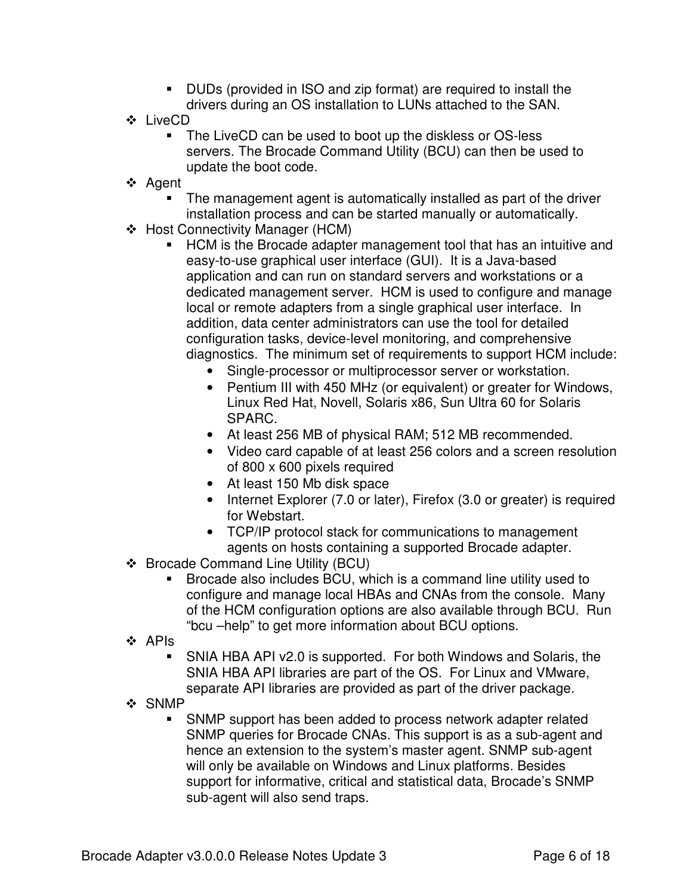- DUDs (provided in ISO and zip format) are required to install the drivers during an OS installation to LUNs attached to the SAN.
- LiveCD
  - The LiveCD can be used to boot up the diskless or OS-less servers. The Brocade Command Utility (BCU) can then be used to update the boot code.
- Agent
  - The management agent is automatically installed as part of the driver installation process and can be started manually or automatically.
- Host Connectivity Manager (HCM)
  - HCM is the Brocade adapter management tool that has an intuitive and easy-to-use graphical user interface (GUI). It is a Java-based application and can run on standard servers and workstations or a dedicated management server. HCM is used to configure and manage local or remote adapters from a single graphical user interface. In addition, data center administrators can use the tool for detailed configuration tasks, device-level monitoring, and comprehensive diagnostics. The minimum set of requirements to support HCM include:
    - Single-processor or multiprocessor server or workstation.
    - Pentium III with 450 MHz (or equivalent) or greater for Windows, Linux Red Hat, Novell, Solaris x86, Sun Ultra 60 for Solaris SPARC.
    - At least 256 MB of physical RAM; 512 MB recommended.
    - Video card capable of at least 256 colors and a screen resolution of 800 x 600 pixels required
    - At least 150 Mb disk space
    - Internet Explorer (7.0 or later), Firefox (3.0 or greater) is required for Webstart.
    - TCP/IP protocol stack for communications to management agents on hosts containing a supported Brocade adapter.
- Brocade Command Line Utility (BCU)
  - Brocade also includes BCU, which is a command line utility used to configure and manage local HBAs and CNAs from the console. Many of the HCM configuration options are also available through BCU. Run "bcu –help" to get more information about BCU options.
- APIs
  - SNIA HBA API v2.0 is supported. For both Windows and Solaris, the SNIA HBA API libraries are part of the OS. For Linux and VMware, separate API libraries are provided as part of the driver package.
- SNMP
  - SNMP support has been added to process network adapter related SNMP queries for Brocade CNAs. This support is as a sub-agent and hence an extension to the system's master agent. SNMP sub-agent will only be available on Windows and Linux platforms. Besides support for informative, critical and statistical data, Brocade's SNMP sub-agent will also send traps.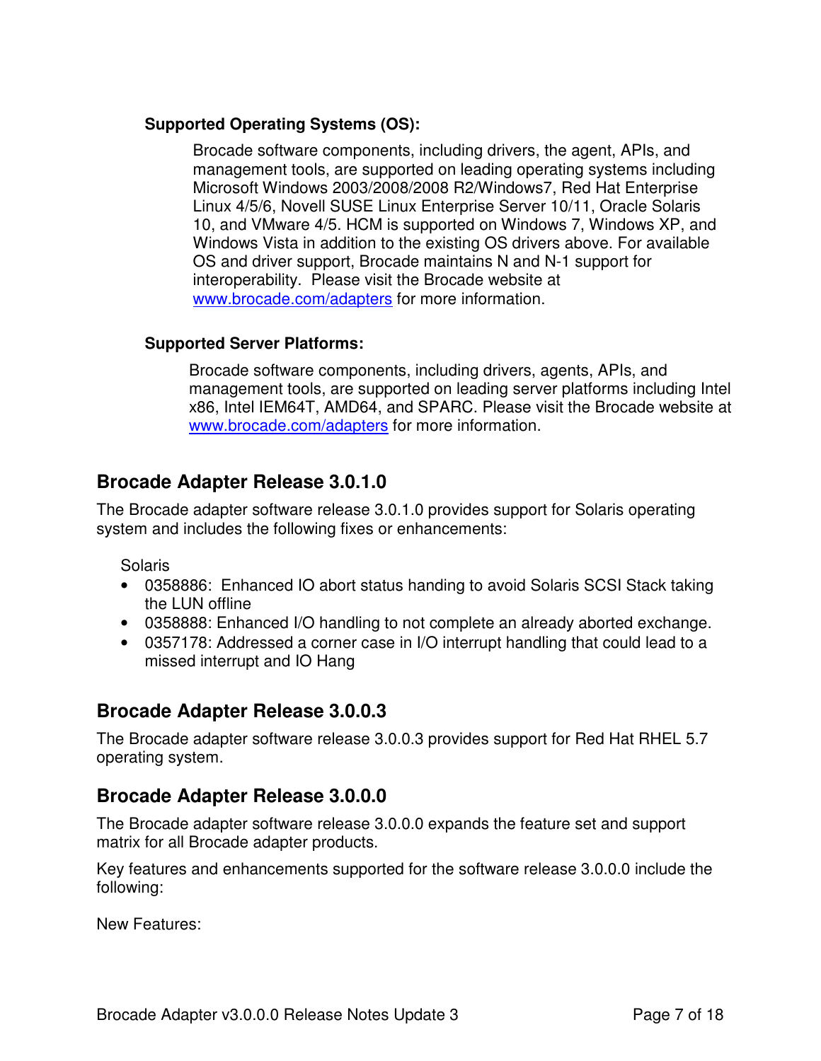**Supported Operating Systems (OS):**

Brocade software components, including drivers, the agent, APIs, and management tools, are supported on leading operating systems including Microsoft Windows 2003/2008/2008 R2/Windows7, Red Hat Enterprise Linux 4/5/6, Novell SUSE Linux Enterprise Server 10/11, Oracle Solaris 10, and VMware 4/5. HCM is supported on Windows 7, Windows XP, and Windows Vista in addition to the existing OS drivers above. For available OS and driver support, Brocade maintains N and N-1 support for interoperability. Please visit the Brocade website at www.brocade.com/adapters for more information.

**Supported Server Platforms:**

Brocade software components, including drivers, agents, APIs, and management tools, are supported on leading server platforms including Intel x86, Intel IEM64T, AMD64, and SPARC. Please visit the Brocade website at www.brocade.com/adapters for more information.

## Brocade Adapter Release 3.0.1.0

The Brocade adapter software release 3.0.1.0 provides support for Solaris operating system and includes the following fixes or enhancements:

Solaris

- 0358886: Enhanced IO abort status handing to avoid Solaris SCSI Stack taking the LUN offline
- 0358888: Enhanced I/O handling to not complete an already aborted exchange.
- 0357178: Addressed a corner case in I/O interrupt handling that could lead to a missed interrupt and IO Hang

## Brocade Adapter Release 3.0.0.3

The Brocade adapter software release 3.0.0.3 provides support for Red Hat RHEL 5.7 operating system.

## Brocade Adapter Release 3.0.0.0

The Brocade adapter software release 3.0.0.0 expands the feature set and support matrix for all Brocade adapter products.

Key features and enhancements supported for the software release 3.0.0.0 include the following:

New Features: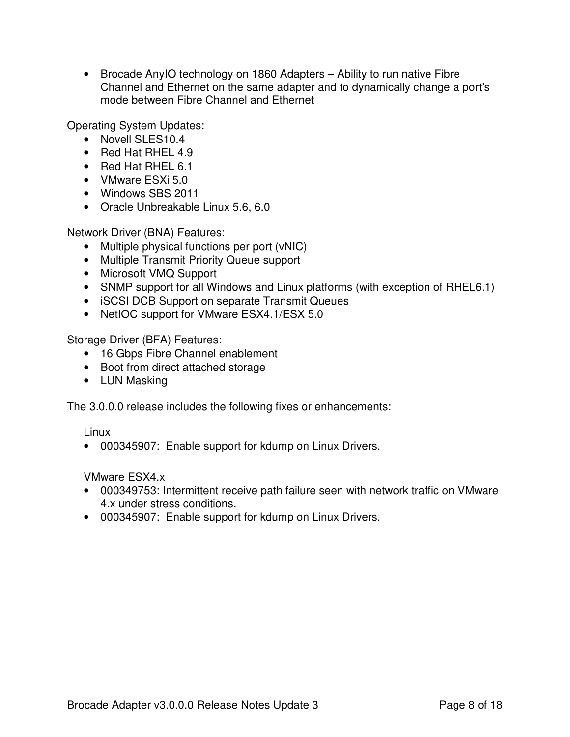- Brocade AnyIO technology on 1860 Adapters – Ability to run native Fibre Channel and Ethernet on the same adapter and to dynamically change a port's mode between Fibre Channel and Ethernet

Operating System Updates:

- Novell SLES10.4
- Red Hat RHEL 4.9
- Red Hat RHEL 6.1
- VMware ESXi 5.0
- Windows SBS 2011
- Oracle Unbreakable Linux 5.6, 6.0

Network Driver (BNA) Features:

- Multiple physical functions per port (vNIC)
- Multiple Transmit Priority Queue support
- Microsoft VMQ Support
- SNMP support for all Windows and Linux platforms (with exception of RHEL6.1)
- iSCSI DCB Support on separate Transmit Queues
- NetIOC support for VMware ESX4.1/ESX 5.0

Storage Driver (BFA) Features:

- 16 Gbps Fibre Channel enablement
- Boot from direct attached storage
- LUN Masking

The 3.0.0.0 release includes the following fixes or enhancements:

Linux

- 000345907: Enable support for kdump on Linux Drivers.

VMware ESX4.x

- 000349753: Intermittent receive path failure seen with network traffic on VMware 4.x under stress conditions.
- 000345907: Enable support for kdump on Linux Drivers.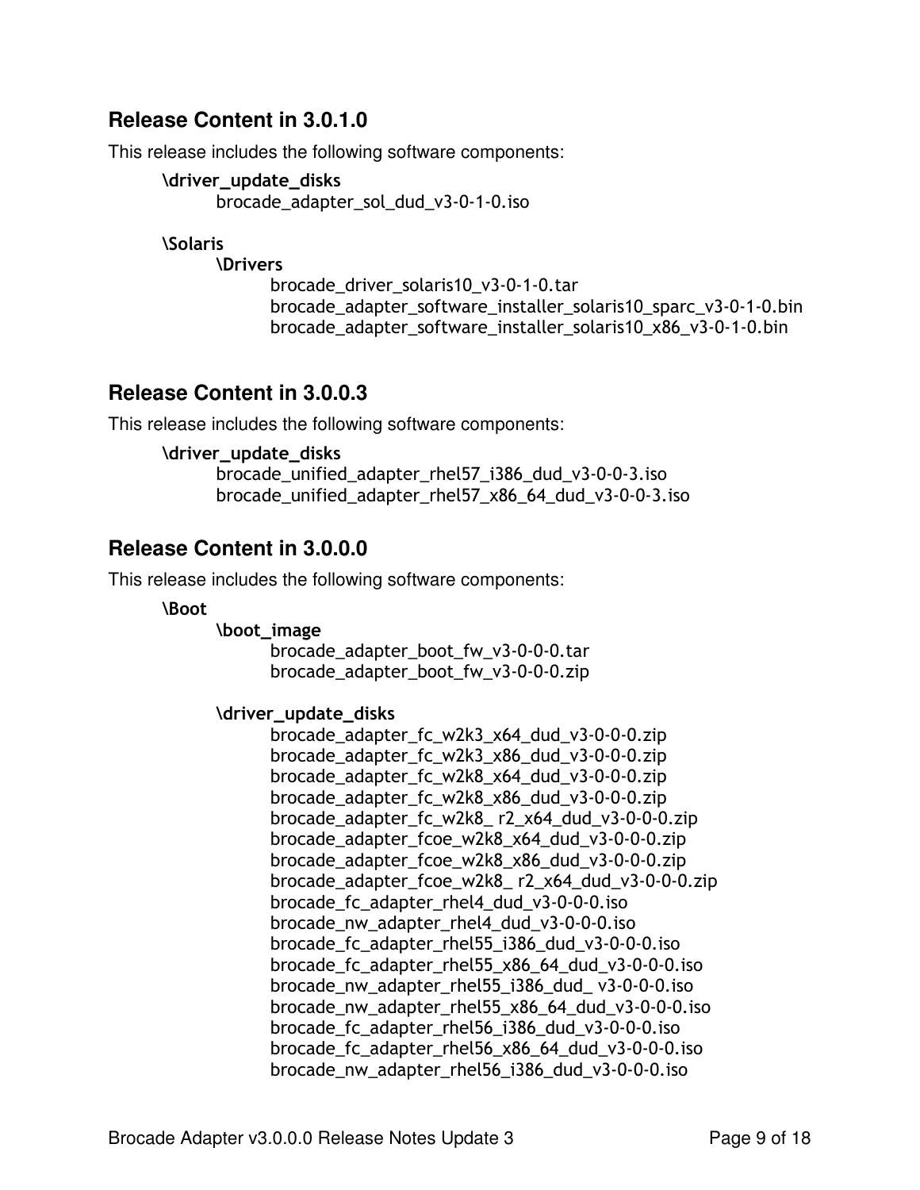## Release Content in 3.0.1.0

This release includes the following software components:

**\driver_update_disks**
brocade_adapter_sol_dud_v3-0-1-0.iso

**\Solaris**
**\Drivers**
brocade_driver_solaris10_v3-0-1-0.tar
brocade_adapter_software_installer_solaris10_sparc_v3-0-1-0.bin
brocade_adapter_software_installer_solaris10_x86_v3-0-1-0.bin

## Release Content in 3.0.0.3

This release includes the following software components:

**\driver_update_disks**
brocade_unified_adapter_rhel57_i386_dud_v3-0-0-3.iso
brocade_unified_adapter_rhel57_x86_64_dud_v3-0-0-3.iso

## Release Content in 3.0.0.0

This release includes the following software components:

**\Boot**
**\boot_image**
brocade_adapter_boot_fw_v3-0-0-0.tar
brocade_adapter_boot_fw_v3-0-0-0.zip

**\driver_update_disks**
brocade_adapter_fc_w2k3_x64_dud_v3-0-0-0.zip
brocade_adapter_fc_w2k3_x86_dud_v3-0-0-0.zip
brocade_adapter_fc_w2k8_x64_dud_v3-0-0-0.zip
brocade_adapter_fc_w2k8_x86_dud_v3-0-0-0.zip
brocade_adapter_fc_w2k8_ r2_x64_dud_v3-0-0-0.zip
brocade_adapter_fcoe_w2k8_x64_dud_v3-0-0-0.zip
brocade_adapter_fcoe_w2k8_x86_dud_v3-0-0-0.zip
brocade_adapter_fcoe_w2k8_ r2_x64_dud_v3-0-0-0.zip
brocade_fc_adapter_rhel4_dud_v3-0-0-0.iso
brocade_nw_adapter_rhel4_dud_v3-0-0-0.iso
brocade_fc_adapter_rhel55_i386_dud_v3-0-0-0.iso
brocade_fc_adapter_rhel55_x86_64_dud_v3-0-0-0.iso
brocade_nw_adapter_rhel55_i386_dud_ v3-0-0-0.iso
brocade_nw_adapter_rhel55_x86_64_dud_v3-0-0-0.iso
brocade_fc_adapter_rhel56_i386_dud_v3-0-0-0.iso
brocade_fc_adapter_rhel56_x86_64_dud_v3-0-0-0.iso
brocade_nw_adapter_rhel56_i386_dud_v3-0-0-0.iso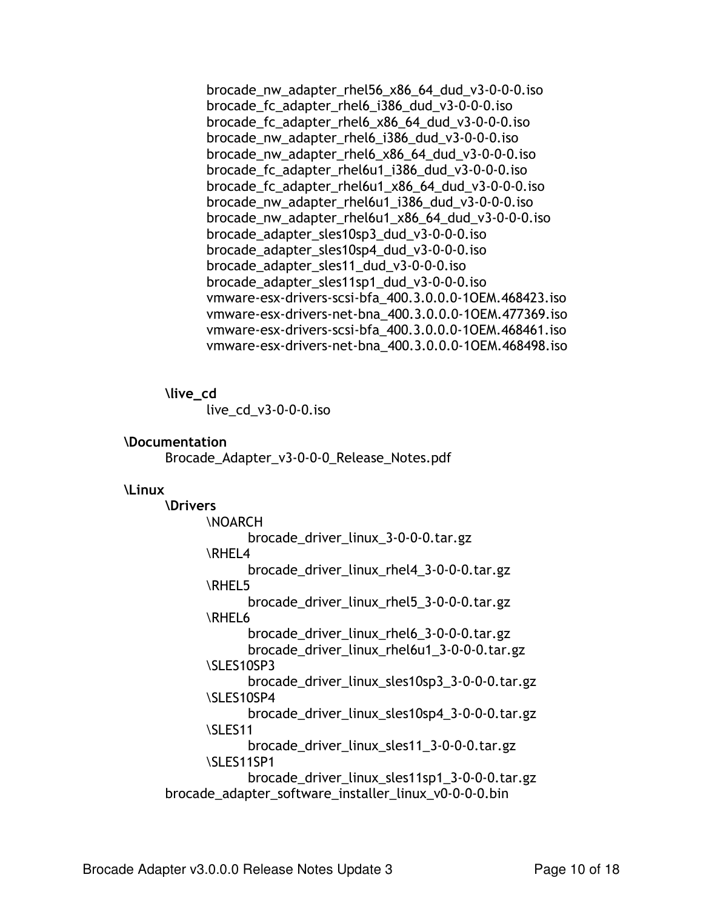brocade_nw_adapter_rhel56_x86_64_dud_v3-0-0-0.iso
brocade_fc_adapter_rhel6_i386_dud_v3-0-0-0.iso
brocade_fc_adapter_rhel6_x86_64_dud_v3-0-0-0.iso
brocade_nw_adapter_rhel6_i386_dud_v3-0-0-0.iso
brocade_nw_adapter_rhel6_x86_64_dud_v3-0-0-0.iso
brocade_fc_adapter_rhel6u1_i386_dud_v3-0-0-0.iso
brocade_fc_adapter_rhel6u1_x86_64_dud_v3-0-0-0.iso
brocade_nw_adapter_rhel6u1_i386_dud_v3-0-0-0.iso
brocade_nw_adapter_rhel6u1_x86_64_dud_v3-0-0-0.iso
brocade_adapter_sles10sp3_dud_v3-0-0-0.iso
brocade_adapter_sles10sp4_dud_v3-0-0-0.iso
brocade_adapter_sles11_dud_v3-0-0-0.iso
brocade_adapter_sles11sp1_dud_v3-0-0-0.iso
vmware-esx-drivers-scsi-bfa_400.3.0.0.0-1OEM.468423.iso
vmware-esx-drivers-net-bna_400.3.0.0.0-1OEM.477369.iso
vmware-esx-drivers-scsi-bfa_400.3.0.0.0-1OEM.468461.iso
vmware-esx-drivers-net-bna_400.3.0.0.0-1OEM.468498.iso

**\live_cd**

live_cd_v3-0-0-0.iso

**\Documentation**

Brocade_Adapter_v3-0-0-0_Release_Notes.pdf

**\Linux**

**\Drivers**

\NOARCH
brocade_driver_linux_3-0-0-0.tar.gz
\RHEL4
brocade_driver_linux_rhel4_3-0-0-0.tar.gz
\RHEL5
brocade_driver_linux_rhel5_3-0-0-0.tar.gz
\RHEL6
brocade_driver_linux_rhel6_3-0-0-0.tar.gz
brocade_driver_linux_rhel6u1_3-0-0-0.tar.gz
\SLES10SP3
brocade_driver_linux_sles10sp3_3-0-0-0.tar.gz
\SLES10SP4
brocade_driver_linux_sles10sp4_3-0-0-0.tar.gz
\SLES11
brocade_driver_linux_sles11_3-0-0-0.tar.gz
\SLES11SP1
brocade_driver_linux_sles11sp1_3-0-0-0.tar.gz

brocade_adapter_software_installer_linux_v0-0-0-0.bin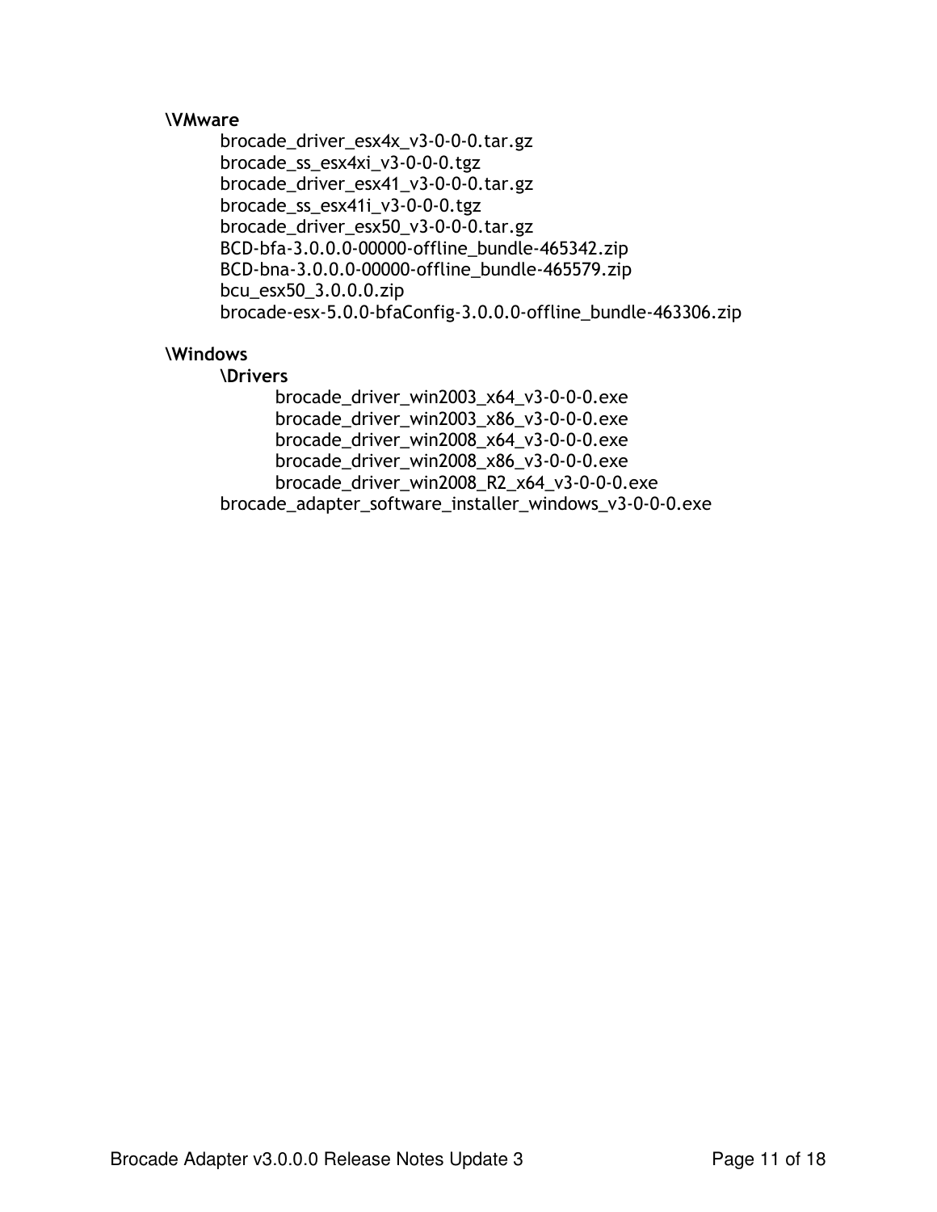**\VMware**

- brocade_driver_esx4x_v3-0-0-0.tar.gz
- brocade_ss_esx4xi_v3-0-0-0.tgz
- brocade_driver_esx41_v3-0-0-0.tar.gz
- brocade_ss_esx41i_v3-0-0-0.tgz
- brocade_driver_esx50_v3-0-0-0.tar.gz
- BCD-bfa-3.0.0.0-00000-offline_bundle-465342.zip
- BCD-bna-3.0.0.0-00000-offline_bundle-465579.zip
- bcu_esx50_3.0.0.0.zip
- brocade-esx-5.0.0-bfaConfig-3.0.0.0-offline_bundle-463306.zip

**\Windows**

- **\Drivers**
  - brocade_driver_win2003_x64_v3-0-0-0.exe
  - brocade_driver_win2003_x86_v3-0-0-0.exe
  - brocade_driver_win2008_x64_v3-0-0-0.exe
  - brocade_driver_win2008_x86_v3-0-0-0.exe
  - brocade_driver_win2008_R2_x64_v3-0-0-0.exe
- brocade_adapter_software_installer_windows_v3-0-0-0.exe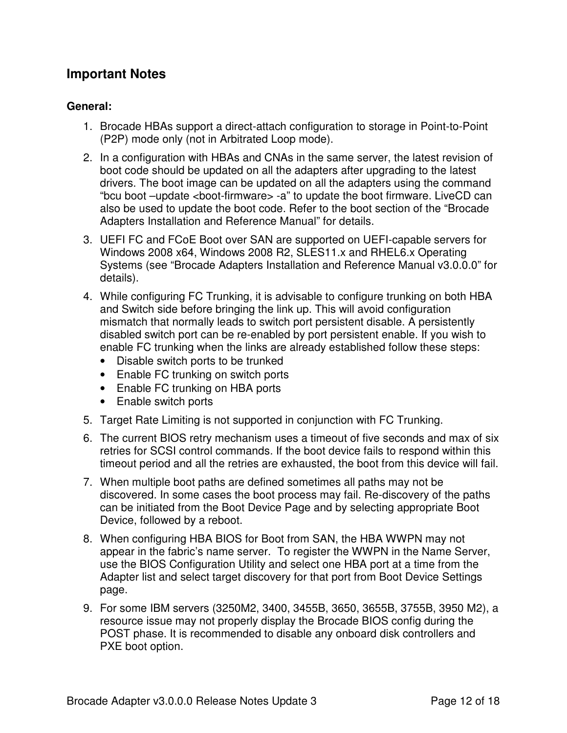## Important Notes

### General:

1. Brocade HBAs support a direct-attach configuration to storage in Point-to-Point (P2P) mode only (not in Arbitrated Loop mode).
2. In a configuration with HBAs and CNAs in the same server, the latest revision of boot code should be updated on all the adapters after upgrading to the latest drivers. The boot image can be updated on all the adapters using the command "bcu boot –update <boot-firmware> -a" to update the boot firmware. LiveCD can also be used to update the boot code. Refer to the boot section of the "Brocade Adapters Installation and Reference Manual" for details.
3. UEFI FC and FCoE Boot over SAN are supported on UEFI-capable servers for Windows 2008 x64, Windows 2008 R2, SLES11.x and RHEL6.x Operating Systems (see "Brocade Adapters Installation and Reference Manual v3.0.0.0" for details).
4. While configuring FC Trunking, it is advisable to configure trunking on both HBA and Switch side before bringing the link up. This will avoid configuration mismatch that normally leads to switch port persistent disable. A persistently disabled switch port can be re-enabled by port persistent enable. If you wish to enable FC trunking when the links are already established follow these steps:
   - Disable switch ports to be trunked
   - Enable FC trunking on switch ports
   - Enable FC trunking on HBA ports
   - Enable switch ports
5. Target Rate Limiting is not supported in conjunction with FC Trunking.
6. The current BIOS retry mechanism uses a timeout of five seconds and max of six retries for SCSI control commands. If the boot device fails to respond within this timeout period and all the retries are exhausted, the boot from this device will fail.
7. When multiple boot paths are defined sometimes all paths may not be discovered. In some cases the boot process may fail. Re-discovery of the paths can be initiated from the Boot Device Page and by selecting appropriate Boot Device, followed by a reboot.
8. When configuring HBA BIOS for Boot from SAN, the HBA WWPN may not appear in the fabric's name server. To register the WWPN in the Name Server, use the BIOS Configuration Utility and select one HBA port at a time from the Adapter list and select target discovery for that port from Boot Device Settings page.
9. For some IBM servers (3250M2, 3400, 3455B, 3650, 3655B, 3755B, 3950 M2), a resource issue may not properly display the Brocade BIOS config during the POST phase. It is recommended to disable any onboard disk controllers and PXE boot option.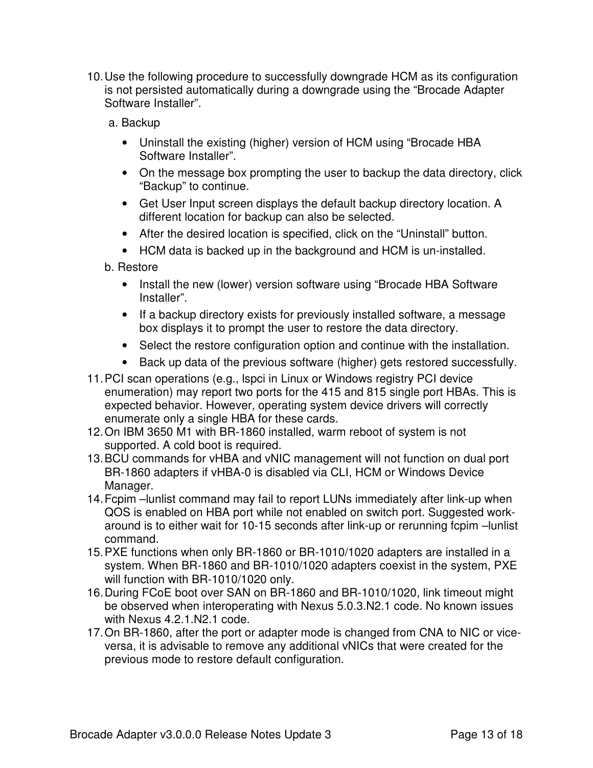10. Use the following procedure to successfully downgrade HCM as its configuration is not persisted automatically during a downgrade using the "Brocade Adapter Software Installer".

    a. Backup

    - Uninstall the existing (higher) version of HCM using "Brocade HBA Software Installer".
    - On the message box prompting the user to backup the data directory, click "Backup" to continue.
    - Get User Input screen displays the default backup directory location. A different location for backup can also be selected.
    - After the desired location is specified, click on the "Uninstall" button.
    - HCM data is backed up in the background and HCM is un-installed.

    b. Restore

    - Install the new (lower) version software using "Brocade HBA Software Installer".
    - If a backup directory exists for previously installed software, a message box displays it to prompt the user to restore the data directory.
    - Select the restore configuration option and continue with the installation.
    - Back up data of the previous software (higher) gets restored successfully.

11. PCI scan operations (e.g., lspci in Linux or Windows registry PCI device enumeration) may report two ports for the 415 and 815 single port HBAs. This is expected behavior. However, operating system device drivers will correctly enumerate only a single HBA for these cards.
12. On IBM 3650 M1 with BR-1860 installed, warm reboot of system is not supported. A cold boot is required.
13. BCU commands for vHBA and vNIC management will not function on dual port BR-1860 adapters if vHBA-0 is disabled via CLI, HCM or Windows Device Manager.
14. Fcpim –lunlist command may fail to report LUNs immediately after link-up when QOS is enabled on HBA port while not enabled on switch port. Suggested work-around is to either wait for 10-15 seconds after link-up or rerunning fcpim –lunlist command.
15. PXE functions when only BR-1860 or BR-1010/1020 adapters are installed in a system. When BR-1860 and BR-1010/1020 adapters coexist in the system, PXE will function with BR-1010/1020 only.
16. During FCoE boot over SAN on BR-1860 and BR-1010/1020, link timeout might be observed when interoperating with Nexus 5.0.3.N2.1 code. No known issues with Nexus 4.2.1.N2.1 code.
17. On BR-1860, after the port or adapter mode is changed from CNA to NIC or vice-versa, it is advisable to remove any additional vNICs that were created for the previous mode to restore default configuration.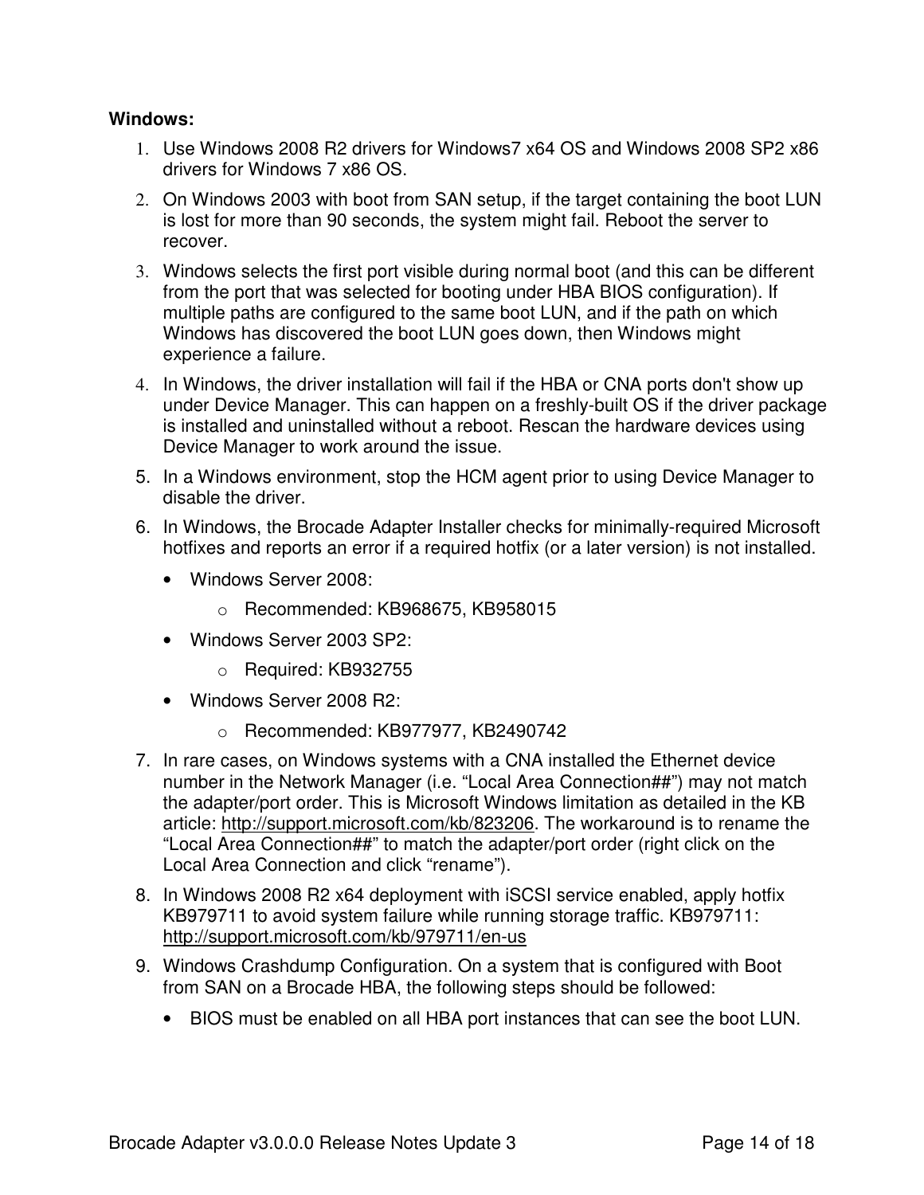**Windows:**

1. Use Windows 2008 R2 drivers for Windows7 x64 OS and Windows 2008 SP2 x86 drivers for Windows 7 x86 OS.
2. On Windows 2003 with boot from SAN setup, if the target containing the boot LUN is lost for more than 90 seconds, the system might fail. Reboot the server to recover.
3. Windows selects the first port visible during normal boot (and this can be different from the port that was selected for booting under HBA BIOS configuration). If multiple paths are configured to the same boot LUN, and if the path on which Windows has discovered the boot LUN goes down, then Windows might experience a failure.
4. In Windows, the driver installation will fail if the HBA or CNA ports don't show up under Device Manager. This can happen on a freshly-built OS if the driver package is installed and uninstalled without a reboot. Rescan the hardware devices using Device Manager to work around the issue.
5. In a Windows environment, stop the HCM agent prior to using Device Manager to disable the driver.
6. In Windows, the Brocade Adapter Installer checks for minimally-required Microsoft hotfixes and reports an error if a required hotfix (or a later version) is not installed.
   - Windows Server 2008:
     - Recommended: KB968675, KB958015
   - Windows Server 2003 SP2:
     - Required: KB932755
   - Windows Server 2008 R2:
     - Recommended: KB977977, KB2490742
7. In rare cases, on Windows systems with a CNA installed the Ethernet device number in the Network Manager (i.e. “Local Area Connection##”) may not match the adapter/port order. This is Microsoft Windows limitation as detailed in the KB article: http://support.microsoft.com/kb/823206. The workaround is to rename the “Local Area Connection##” to match the adapter/port order (right click on the Local Area Connection and click “rename”).
8. In Windows 2008 R2 x64 deployment with iSCSI service enabled, apply hotfix KB979711 to avoid system failure while running storage traffic. KB979711: http://support.microsoft.com/kb/979711/en-us
9. Windows Crashdump Configuration. On a system that is configured with Boot from SAN on a Brocade HBA, the following steps should be followed:
   - BIOS must be enabled on all HBA port instances that can see the boot LUN.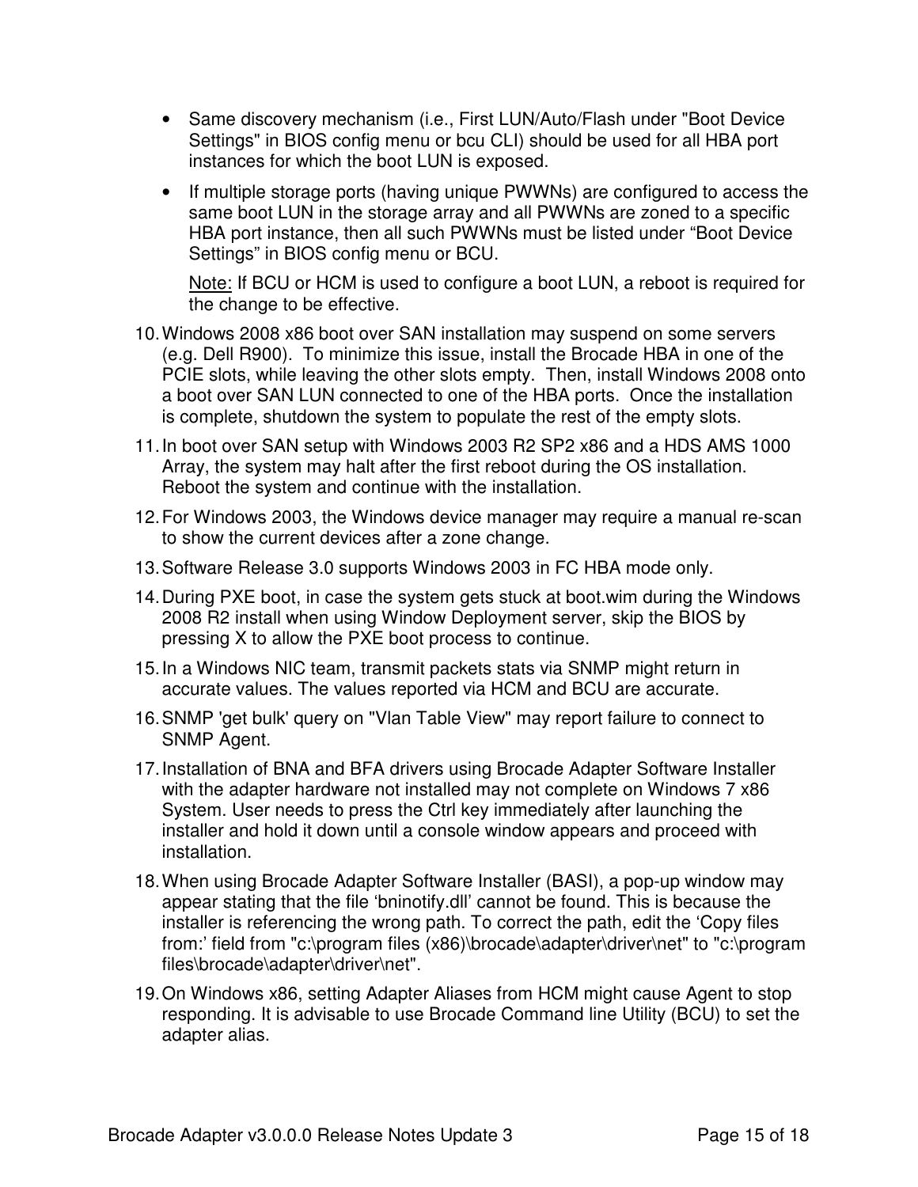- Same discovery mechanism (i.e., First LUN/Auto/Flash under "Boot Device Settings" in BIOS config menu or bcu CLI) should be used for all HBA port instances for which the boot LUN is exposed.
- If multiple storage ports (having unique PWWNs) are configured to access the same boot LUN in the storage array and all PWWNs are zoned to a specific HBA port instance, then all such PWWNs must be listed under “Boot Device Settings” in BIOS config menu or BCU.

  Note: If BCU or HCM is used to configure a boot LUN, a reboot is required for the change to be effective.

10. Windows 2008 x86 boot over SAN installation may suspend on some servers (e.g. Dell R900). To minimize this issue, install the Brocade HBA in one of the PCIE slots, while leaving the other slots empty. Then, install Windows 2008 onto a boot over SAN LUN connected to one of the HBA ports. Once the installation is complete, shutdown the system to populate the rest of the empty slots.
11. In boot over SAN setup with Windows 2003 R2 SP2 x86 and a HDS AMS 1000 Array, the system may halt after the first reboot during the OS installation. Reboot the system and continue with the installation.
12. For Windows 2003, the Windows device manager may require a manual re-scan to show the current devices after a zone change.
13. Software Release 3.0 supports Windows 2003 in FC HBA mode only.
14. During PXE boot, in case the system gets stuck at boot.wim during the Windows 2008 R2 install when using Window Deployment server, skip the BIOS by pressing X to allow the PXE boot process to continue.
15. In a Windows NIC team, transmit packets stats via SNMP might return in accurate values. The values reported via HCM and BCU are accurate.
16. SNMP 'get bulk' query on "Vlan Table View" may report failure to connect to SNMP Agent.
17. Installation of BNA and BFA drivers using Brocade Adapter Software Installer with the adapter hardware not installed may not complete on Windows 7 x86 System. User needs to press the Ctrl key immediately after launching the installer and hold it down until a console window appears and proceed with installation.
18. When using Brocade Adapter Software Installer (BASI), a pop-up window may appear stating that the file ‘bninotify.dll’ cannot be found. This is because the installer is referencing the wrong path. To correct the path, edit the ‘Copy files from:’ field from "c:\program files (x86)\brocade\adapter\driver\net" to "c:\program files\brocade\adapter\driver\net".
19. On Windows x86, setting Adapter Aliases from HCM might cause Agent to stop responding. It is advisable to use Brocade Command line Utility (BCU) to set the adapter alias.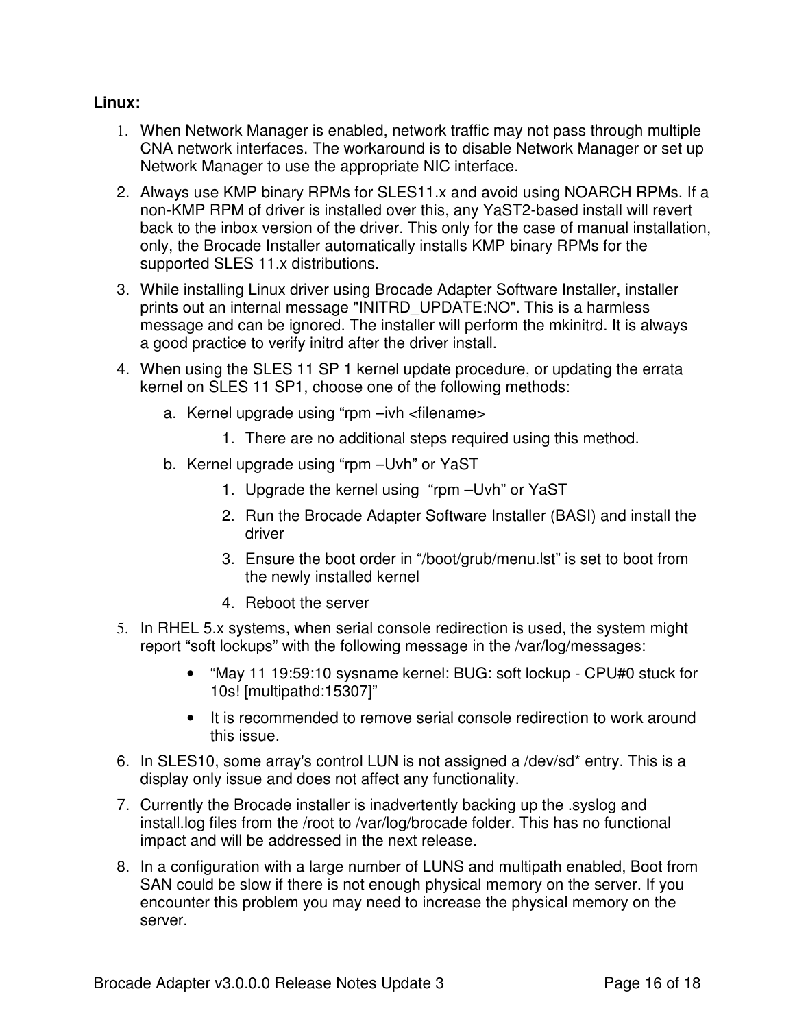**Linux:**

1. When Network Manager is enabled, network traffic may not pass through multiple CNA network interfaces. The workaround is to disable Network Manager or set up Network Manager to use the appropriate NIC interface.
2. Always use KMP binary RPMs for SLES11.x and avoid using NOARCH RPMs. If a non-KMP RPM of driver is installed over this, any YaST2-based install will revert back to the inbox version of the driver. This only for the case of manual installation, only, the Brocade Installer automatically installs KMP binary RPMs for the supported SLES 11.x distributions.
3. While installing Linux driver using Brocade Adapter Software Installer, installer prints out an internal message "INITRD_UPDATE:NO". This is a harmless message and can be ignored. The installer will perform the mkinitrd. It is always a good practice to verify initrd after the driver install.
4. When using the SLES 11 SP 1 kernel update procedure, or updating the errata kernel on SLES 11 SP1, choose one of the following methods:
   a. Kernel upgrade using "rpm –ivh <filename>
      1. There are no additional steps required using this method.
   b. Kernel upgrade using "rpm –Uvh" or YaST
      1. Upgrade the kernel using "rpm –Uvh" or YaST
      2. Run the Brocade Adapter Software Installer (BASI) and install the driver
      3. Ensure the boot order in "/boot/grub/menu.lst" is set to boot from the newly installed kernel
      4. Reboot the server
5. In RHEL 5.x systems, when serial console redirection is used, the system might report "soft lockups" with the following message in the /var/log/messages:
   - "May 11 19:59:10 sysname kernel: BUG: soft lockup - CPU#0 stuck for 10s! [multipathd:15307]"
   - It is recommended to remove serial console redirection to work around this issue.
6. In SLES10, some array's control LUN is not assigned a /dev/sd* entry. This is a display only issue and does not affect any functionality.
7. Currently the Brocade installer is inadvertently backing up the .syslog and install.log files from the /root to /var/log/brocade folder. This has no functional impact and will be addressed in the next release.
8. In a configuration with a large number of LUNS and multipath enabled, Boot from SAN could be slow if there is not enough physical memory on the server. If you encounter this problem you may need to increase the physical memory on the server.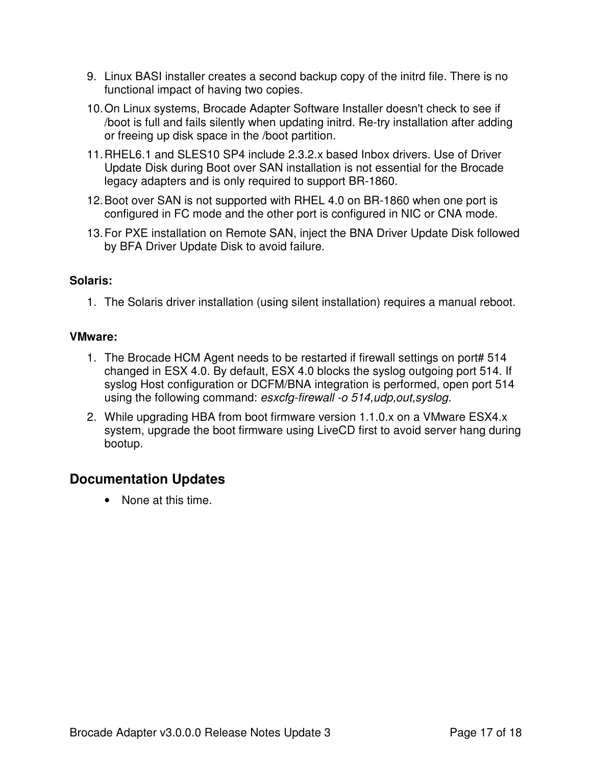9. Linux BASI installer creates a second backup copy of the initrd file. There is no functional impact of having two copies.
10. On Linux systems, Brocade Adapter Software Installer doesn't check to see if /boot is full and fails silently when updating initrd. Re-try installation after adding or freeing up disk space in the /boot partition.
11. RHEL6.1 and SLES10 SP4 include 2.3.2.x based Inbox drivers. Use of Driver Update Disk during Boot over SAN installation is not essential for the Brocade legacy adapters and is only required to support BR-1860.
12. Boot over SAN is not supported with RHEL 4.0 on BR-1860 when one port is configured in FC mode and the other port is configured in NIC or CNA mode.
13. For PXE installation on Remote SAN, inject the BNA Driver Update Disk followed by BFA Driver Update Disk to avoid failure.

**Solaris:**

1. The Solaris driver installation (using silent installation) requires a manual reboot.

**VMware:**

1. The Brocade HCM Agent needs to be restarted if firewall settings on port# 514 changed in ESX 4.0. By default, ESX 4.0 blocks the syslog outgoing port 514. If syslog Host configuration or DCFM/BNA integration is performed, open port 514 using the following command: *esxcfg-firewall -o 514,udp,out,syslog.*
2. While upgrading HBA from boot firmware version 1.1.0.x on a VMware ESX4.x system, upgrade the boot firmware using LiveCD first to avoid server hang during bootup.

## Documentation Updates

- None at this time.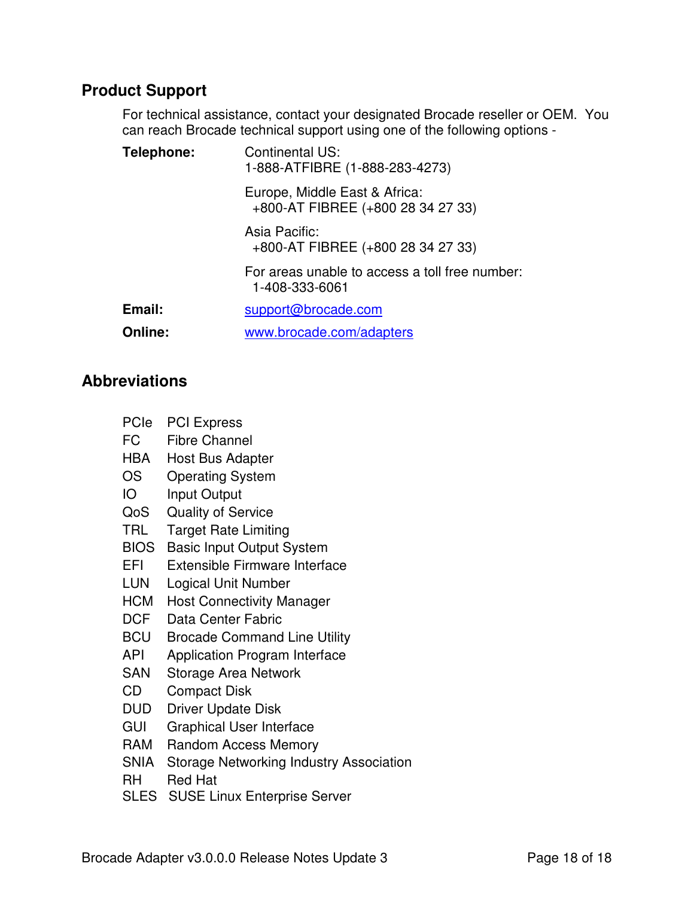## Product Support

For technical assistance, contact your designated Brocade reseller or OEM. You can reach Brocade technical support using one of the following options -

| | |
|---|---|
| **Telephone:** | Continental US:<br>1-888-ATFIBRE (1-888-283-4273) |
| | Europe, Middle East & Africa:<br>+800-AT FIBREE (+800 28 34 27 33) |
| | Asia Pacific:<br>+800-AT FIBREE (+800 28 34 27 33) |
| | For areas unable to access a toll free number:<br>1-408-333-6061 |
| **Email:** | support@brocade.com |
| **Online:** | www.brocade.com/adapters |

## Abbreviations

| | |
|---|---|
| PCIe | PCI Express |
| FC | Fibre Channel |
| HBA | Host Bus Adapter |
| OS | Operating System |
| IO | Input Output |
| QoS | Quality of Service |
| TRL | Target Rate Limiting |
| BIOS | Basic Input Output System |
| EFI | Extensible Firmware Interface |
| LUN | Logical Unit Number |
| HCM | Host Connectivity Manager |
| DCF | Data Center Fabric |
| BCU | Brocade Command Line Utility |
| API | Application Program Interface |
| SAN | Storage Area Network |
| CD | Compact Disk |
| DUD | Driver Update Disk |
| GUI | Graphical User Interface |
| RAM | Random Access Memory |
| SNIA | Storage Networking Industry Association |
| RH | Red Hat |
| SLES | SUSE Linux Enterprise Server |